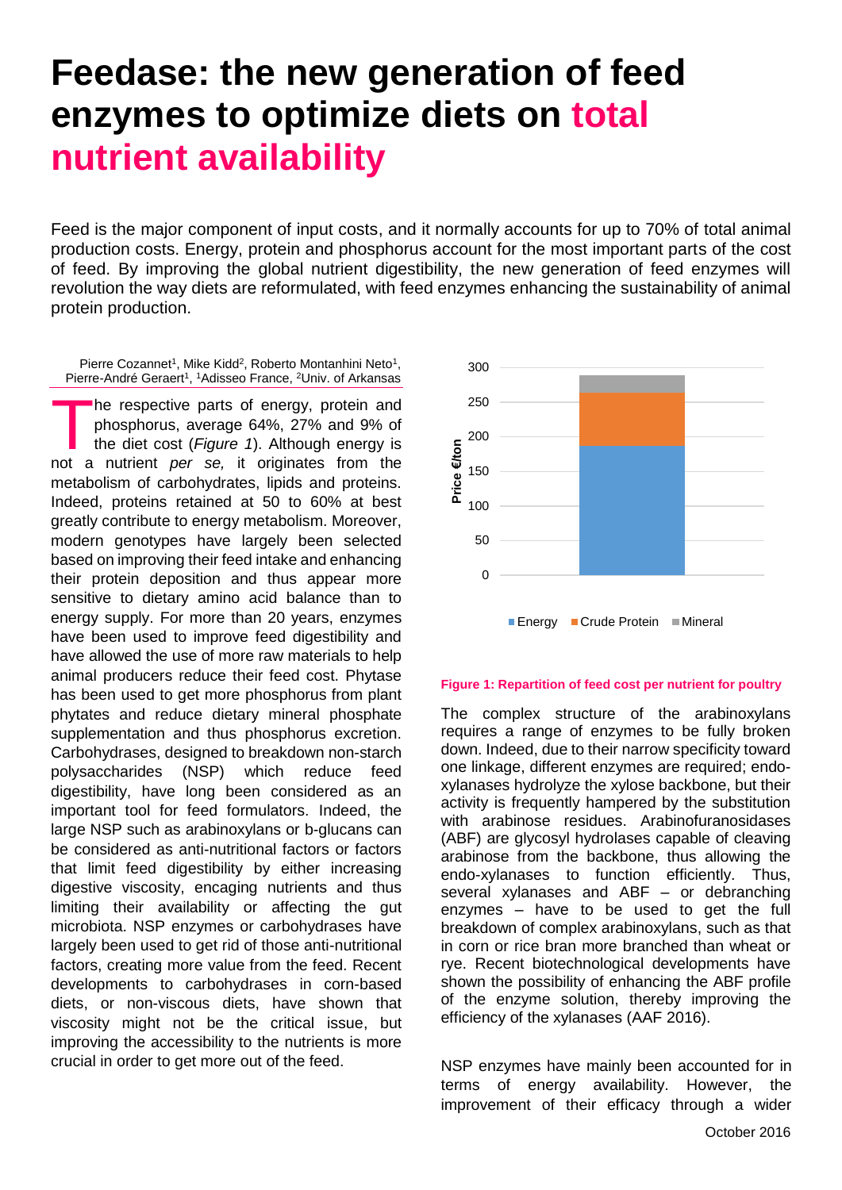# Feedase: the new generation of feed enzymes to optimize diets on total nutrient availability

Feed is the major component of input costs, and it normally accounts for up to 70% of total animal production costs. Energy, protein and phosphorus account for the most important parts of the cost of feed. By improving the global nutrient digestibility, the new generation of feed enzymes will revolution the way diets are reformulated, with feed enzymes enhancing the sustainability of animal protein production.

Pierre Cozannet[1], Mike Kidd[2], Roberto Montanhini Neto[1], Pierre-André Geraert[1], [1]Adisseo France, [2]Univ. of Arkansas

The respective parts of energy, protein and phosphorus, average 64%, 27% and 9% of the diet cost (*Figure 1*). Although energy is not a nutrient *per se,* it originates from the metabolism of carbohydrates, lipids and proteins. Indeed, proteins retained at 50 to 60% at best greatly contribute to energy metabolism. Moreover, modern genotypes have largely been selected based on improving their feed intake and enhancing their protein deposition and thus appear more sensitive to dietary amino acid balance than to energy supply. For more than 20 years, enzymes have been used to improve feed digestibility and have allowed the use of more raw materials to help animal producers reduce their feed cost. Phytase has been used to get more phosphorus from plant phytates and reduce dietary mineral phosphate supplementation and thus phosphorus excretion. Carbohydrases, designed to breakdown non-starch polysaccharides (NSP) which reduce feed digestibility, have long been considered as an important tool for feed formulators. Indeed, the large NSP such as arabinoxylans or b-glucans can be considered as anti-nutritional factors or factors that limit feed digestibility by either increasing digestive viscosity, encaging nutrients and thus limiting their availability or affecting the gut microbiota. NSP enzymes or carbohydrases have largely been used to get rid of those anti-nutritional factors, creating more value from the feed. Recent developments to carbohydrases in corn-based diets, or non-viscous diets, have shown that viscosity might not be the critical issue, but improving the accessibility to the nutrients is more crucial in order to get more out of the feed.

**Figure 1: Repartition of feed cost per nutrient for poultry**

The complex structure of the arabinoxylans requires a range of enzymes to be fully broken down. Indeed, due to their narrow specificity toward one linkage, different enzymes are required; endo-xylanases hydrolyze the xylose backbone, but their activity is frequently hampered by the substitution with arabinose residues. Arabinofuranosidases (ABF) are glycosyl hydrolases capable of cleaving arabinose from the backbone, thus allowing the endo-xylanases to function efficiently. Thus, several xylanases and ABF – or debranching enzymes – have to be used to get the full breakdown of complex arabinoxylans, such as that in corn or rice bran more branched than wheat or rye. Recent biotechnological developments have shown the possibility of enhancing the ABF profile of the enzyme solution, thereby improving the efficiency of the xylanases (AAF 2016).

NSP enzymes have mainly been accounted for in terms of energy availability. However, the improvement of their efficacy through a wider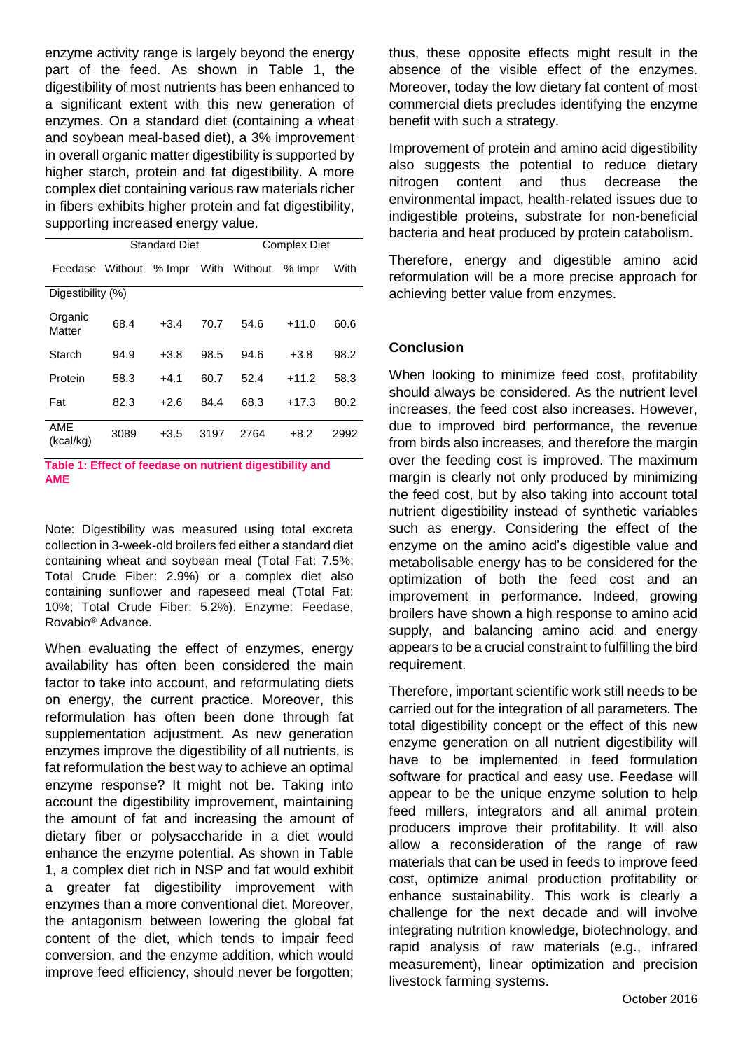enzyme activity range is largely beyond the energy part of the feed. As shown in Table 1, the digestibility of most nutrients has been enhanced to a significant extent with this new generation of enzymes. On a standard diet (containing a wheat and soybean meal-based diet), a 3% improvement in overall organic matter digestibility is supported by higher starch, protein and fat digestibility. A more complex diet containing various raw materials richer in fibers exhibits higher protein and fat digestibility, supporting increased energy value.

| | Standard Diet | | | Complex Diet | | |
|---|---|---|---|---|---|---|
| Feedase | Without | % Impr | With | Without | % Impr | With |
| Digestibility (%) | | | | | | |
| Organic Matter | 68.4 | +3.4 | 70.7 | 54.6 | +11.0 | 60.6 |
| Starch | 94.9 | +3.8 | 98.5 | 94.6 | +3.8 | 98.2 |
| Protein | 58.3 | +4.1 | 60.7 | 52.4 | +11.2 | 58.3 |
| Fat | 82.3 | +2.6 | 84.4 | 68.3 | +17.3 | 80.2 |
| AME (kcal/kg) | 3089 | +3.5 | 3197 | 2764 | +8.2 | 2992 |

**Table 1: Effect of feedase on nutrient digestibility and AME**

Note: Digestibility was measured using total excreta collection in 3-week-old broilers fed either a standard diet containing wheat and soybean meal (Total Fat: 7.5%; Total Crude Fiber: 2.9%) or a complex diet also containing sunflower and rapeseed meal (Total Fat: 10%; Total Crude Fiber: 5.2%). Enzyme: Feedase, Rovabio® Advance.

When evaluating the effect of enzymes, energy availability has often been considered the main factor to take into account, and reformulating diets on energy, the current practice. Moreover, this reformulation has often been done through fat supplementation adjustment. As new generation enzymes improve the digestibility of all nutrients, is fat reformulation the best way to achieve an optimal enzyme response? It might not be. Taking into account the digestibility improvement, maintaining the amount of fat and increasing the amount of dietary fiber or polysaccharide in a diet would enhance the enzyme potential. As shown in Table 1, a complex diet rich in NSP and fat would exhibit a greater fat digestibility improvement with enzymes than a more conventional diet. Moreover, the antagonism between lowering the global fat content of the diet, which tends to impair feed conversion, and the enzyme addition, which would improve feed efficiency, should never be forgotten; thus, these opposite effects might result in the absence of the visible effect of the enzymes. Moreover, today the low dietary fat content of most commercial diets precludes identifying the enzyme benefit with such a strategy.

Improvement of protein and amino acid digestibility also suggests the potential to reduce dietary nitrogen content and thus decrease the environmental impact, health-related issues due to indigestible proteins, substrate for non-beneficial bacteria and heat produced by protein catabolism.

Therefore, energy and digestible amino acid reformulation will be a more precise approach for achieving better value from enzymes.

## Conclusion

When looking to minimize feed cost, profitability should always be considered. As the nutrient level increases, the feed cost also increases. However, due to improved bird performance, the revenue from birds also increases, and therefore the margin over the feeding cost is improved. The maximum margin is clearly not only produced by minimizing the feed cost, but by also taking into account total nutrient digestibility instead of synthetic variables such as energy. Considering the effect of the enzyme on the amino acid's digestible value and metabolisable energy has to be considered for the optimization of both the feed cost and an improvement in performance. Indeed, growing broilers have shown a high response to amino acid supply, and balancing amino acid and energy appears to be a crucial constraint to fulfilling the bird requirement.

Therefore, important scientific work still needs to be carried out for the integration of all parameters. The total digestibility concept or the effect of this new enzyme generation on all nutrient digestibility will have to be implemented in feed formulation software for practical and easy use. Feedase will appear to be the unique enzyme solution to help feed millers, integrators and all animal protein producers improve their profitability. It will also allow a reconsideration of the range of raw materials that can be used in feeds to improve feed cost, optimize animal production profitability or enhance sustainability. This work is clearly a challenge for the next decade and will involve integrating nutrition knowledge, biotechnology, and rapid analysis of raw materials (e.g., infrared measurement), linear optimization and precision livestock farming systems.

October 2016